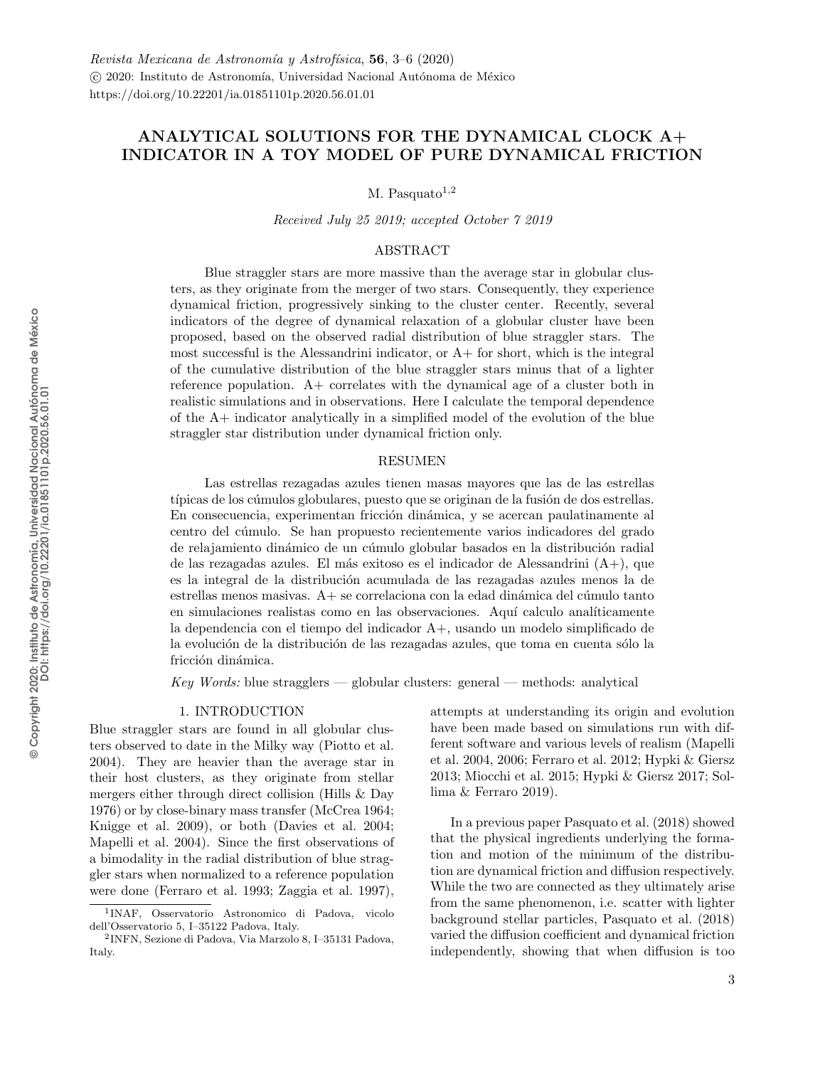# ANALYTICAL SOLUTIONS FOR THE DYNAMICAL CLOCK A+ INDICATOR IN A TOY MODEL OF PURE DYNAMICAL FRICTION

M. Pasquato[1,2]

*Received July 25 2019; accepted October 7 2019*

## ABSTRACT

Blue straggler stars are more massive than the average star in globular clusters, as they originate from the merger of two stars. Consequently, they experience dynamical friction, progressively sinking to the cluster center. Recently, several indicators of the degree of dynamical relaxation of a globular cluster have been proposed, based on the observed radial distribution of blue straggler stars. The most successful is the Alessandrini indicator, or A+ for short, which is the integral of the cumulative distribution of the blue straggler stars minus that of a lighter reference population. A+ correlates with the dynamical age of a cluster both in realistic simulations and in observations. Here I calculate the temporal dependence of the A+ indicator analytically in a simplified model of the evolution of the blue straggler star distribution under dynamical friction only.

## RESUMEN

Las estrellas rezagadas azules tienen masas mayores que las de las estrellas típicas de los cúmulos globulares, puesto que se originan de la fusión de dos estrellas. En consecuencia, experimentan fricción dinámica, y se acercan paulatinamente al centro del cúmulo. Se han propuesto recientemente varios indicadores del grado de relajamiento dinámico de un cúmulo globular basados en la distribución radial de las rezagadas azules. El más exitoso es el indicador de Alessandrini (A+), que es la integral de la distribución acumulada de las rezagadas azules menos la de estrellas menos masivas. A+ se correlaciona con la edad dinámica del cúmulo tanto en simulaciones realistas como en las observaciones. Aquí calculo analíticamente la dependencia con el tiempo del indicador A+, usando un modelo simplificado de la evolución de la distribución de las rezagadas azules, que toma en cuenta sólo la fricción dinámica.

*Key Words:* blue stragglers — globular clusters: general — methods: analytical

## 1. INTRODUCTION

Blue straggler stars are found in all globular clusters observed to date in the Milky way (Piotto et al. 2004). They are heavier than the average star in their host clusters, as they originate from stellar mergers either through direct collision (Hills & Day 1976) or by close-binary mass transfer (McCrea 1964; Knigge et al. 2009), or both (Davies et al. 2004; Mapelli et al. 2004). Since the first observations of a bimodality in the radial distribution of blue straggler stars when normalized to a reference population were done (Ferraro et al. 1993; Zaggia et al. 1997), attempts at understanding its origin and evolution have been made based on simulations run with different software and various levels of realism (Mapelli et al. 2004, 2006; Ferraro et al. 2012; Hypki & Giersz 2013; Miocchi et al. 2015; Hypki & Giersz 2017; Sollima & Ferraro 2019).

In a previous paper Pasquato et al. (2018) showed that the physical ingredients underlying the formation and motion of the minimum of the distribution are dynamical friction and diffusion respectively. While the two are connected as they ultimately arise from the same phenomenon, i.e. scatter with lighter background stellar particles, Pasquato et al. (2018) varied the diffusion coefficient and dynamical friction independently, showing that when diffusion is too

[1]INAF, Osservatorio Astronomico di Padova, vicolo dell'Osservatorio 5, I–35122 Padova, Italy.

[2]INFN, Sezione di Padova, Via Marzolo 8, I–35131 Padova, Italy.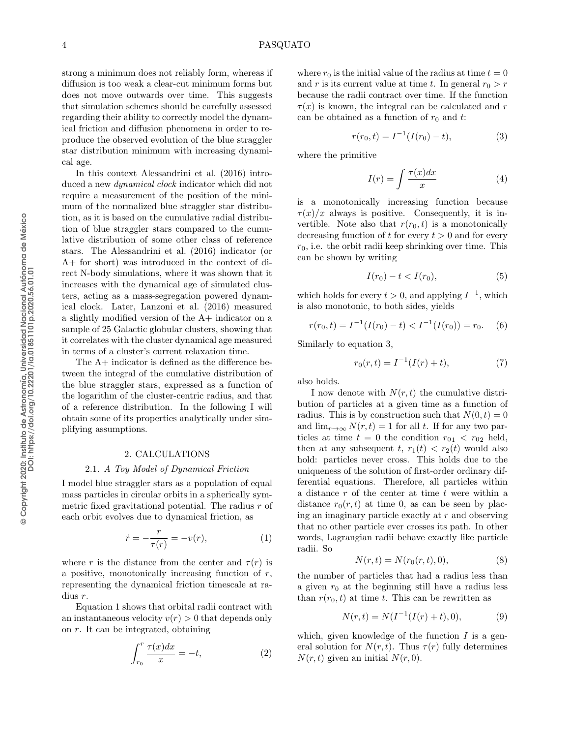strong a minimum does not reliably form, whereas if diffusion is too weak a clear-cut minimum forms but does not move outwards over time. This suggests that simulation schemes should be carefully assessed regarding their ability to correctly model the dynamical friction and diffusion phenomena in order to reproduce the observed evolution of the blue straggler star distribution minimum with increasing dynamical age.

In this context Alessandrini et al. (2016) introduced a new *dynamical clock* indicator which did not require a measurement of the position of the minimum of the normalized blue straggler star distribution, as it is based on the cumulative radial distribution of blue straggler stars compared to the cumulative distribution of some other class of reference stars. The Alessandrini et al. (2016) indicator (or A+ for short) was introduced in the context of direct N-body simulations, where it was shown that it increases with the dynamical age of simulated clusters, acting as a mass-segregation powered dynamical clock. Later, Lanzoni et al. (2016) measured a slightly modified version of the A+ indicator on a sample of 25 Galactic globular clusters, showing that it correlates with the cluster dynamical age measured in terms of a cluster's current relaxation time.

The A+ indicator is defined as the difference between the integral of the cumulative distribution of the blue straggler stars, expressed as a function of the logarithm of the cluster-centric radius, and that of a reference distribution. In the following I will obtain some of its properties analytically under simplifying assumptions.

## 2. CALCULATIONS

### 2.1. *A Toy Model of Dynamical Friction*

I model blue straggler stars as a population of equal mass particles in circular orbits in a spherically symmetric fixed gravitational potential. The radius $r$ of each orbit evolves due to dynamical friction, as

$$\dot{r} = -\frac{r}{\tau(r)} = -v(r), \tag{1}$$

where $r$ is the distance from the center and $\tau(r)$ is a positive, monotonically increasing function of $r$, representing the dynamical friction timescale at radius $r$.

Equation 1 shows that orbital radii contract with an instantaneous velocity $v(r) > 0$ that depends only on $r$. It can be integrated, obtaining

$$\int_{r_0}^{r} \frac{\tau(x)dx}{x} = -t, \tag{2}$$

where $r_0$ is the initial value of the radius at time $t = 0$ and $r$ is its current value at time $t$. In general $r_0 > r$ because the radii contract over time. If the function $\tau(x)$ is known, the integral can be calculated and $r$ can be obtained as a function of $r_0$ and $t$:

$$r(r_0, t) = I^{-1}(I(r_0) - t), \tag{3}$$

where the primitive

$$I(r) = \int \frac{\tau(x)dx}{x} \tag{4}$$

is a monotonically increasing function because $\tau(x)/x$ always is positive. Consequently, it is invertible. Note also that $r(r_0, t)$ is a monotonically decreasing function of $t$ for every $t > 0$ and for every $r_0$, i.e. the orbit radii keep shrinking over time. This can be shown by writing

$$I(r_0) - t < I(r_0), \tag{5}$$

which holds for every $t > 0$, and applying $I^{-1}$, which is also monotonic, to both sides, yields

$$r(r_0, t) = I^{-1}(I(r_0) - t) < I^{-1}(I(r_0)) = r_0. \tag{6}$$

Similarly to equation 3,

$$r_0(r, t) = I^{-1}(I(r) + t), \tag{7}$$

also holds.

I now denote with $N(r, t)$ the cumulative distribution of particles at a given time as a function of radius. This is by construction such that $N(0, t) = 0$ and $\lim_{r\to\infty} N(r, t) = 1$ for all $t$. If for any two particles at time $t = 0$ the condition $r_{01} < r_{02}$ held, then at any subsequent $t$, $r_1(t) < r_2(t)$ would also hold: particles never cross. This holds due to the uniqueness of the solution of first-order ordinary differential equations. Therefore, all particles within a distance $r$ of the center at time $t$ were within a distance $r_0(r, t)$ at time 0, as can be seen by placing an imaginary particle exactly at $r$ and observing that no other particle ever crosses its path. In other words, Lagrangian radii behave exactly like particle radii. So

$$N(r, t) = N(r_0(r, t), 0), \tag{8}$$

the number of particles that had a radius less than a given $r_0$ at the beginning still have a radius less than $r(r_0, t)$ at time $t$. This can be rewritten as

$$N(r, t) = N(I^{-1}(I(r) + t), 0), \tag{9}$$

which, given knowledge of the function $I$ is a general solution for $N(r, t)$. Thus $\tau(r)$ fully determines $N(r, t)$ given an initial $N(r, 0)$.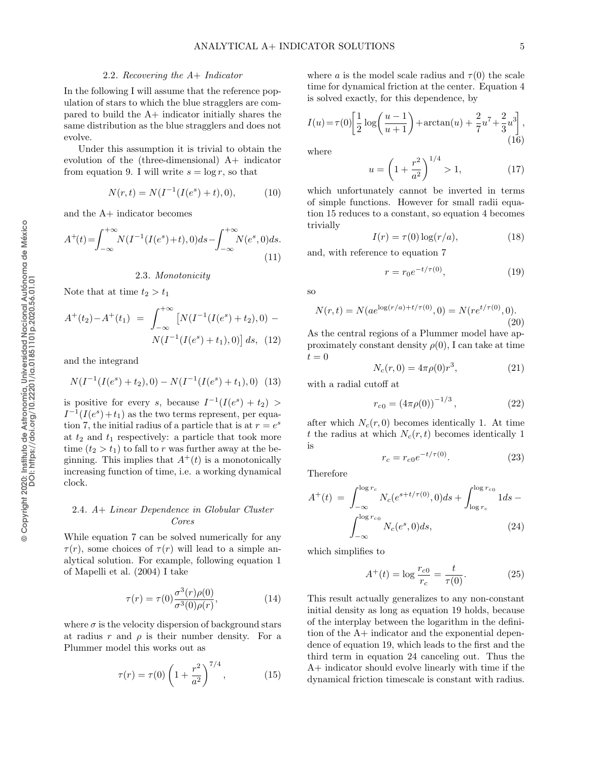### 2.2. *Recovering the A+ Indicator*

In the following I will assume that the reference population of stars to which the blue stragglers are compared to build the A+ indicator initially shares the same distribution as the blue stragglers and does not evolve.

Under this assumption it is trivial to obtain the evolution of the (three-dimensional) A+ indicator from equation 9. I will write $s = \log r$, so that

$$N(r,t) = N(I^{-1}(I(e^s) + t), 0), \tag{10}$$

and the A+ indicator becomes

$$A^+(t) = \int_{-\infty}^{+\infty} N(I^{-1}(I(e^s)+t), 0)ds - \int_{-\infty}^{+\infty} N(e^s, 0)ds. \tag{11}$$

### 2.3. *Monotonicity*

Note that at time $t_2 > t_1$

$$A^+(t_2) - A^+(t_1) = \int_{-\infty}^{+\infty} \left[N(I^{-1}(I(e^s) + t_2), 0) - N(I^{-1}(I(e^s) + t_1), 0)\right] ds, \tag{12}$$

and the integrand

$$N(I^{-1}(I(e^s) + t_2), 0) - N(I^{-1}(I(e^s) + t_1), 0) \tag{13}$$

is positive for every $s$, because $I^{-1}(I(e^s) + t_2) > I^{-1}(I(e^s)+t_1)$ as the two terms represent, per equation 7, the initial radius of a particle that is at $r = e^s$ at $t_2$ and $t_1$ respectively: a particle that took more time ($t_2 > t_1$) to fall to $r$ was further away at the beginning. This implies that $A^+(t)$ is a monotonically increasing function of time, i.e. a working dynamical clock.

### 2.4. *A+ Linear Dependence in Globular Cluster Cores*

While equation 7 can be solved numerically for any $\tau(r)$, some choices of $\tau(r)$ will lead to a simple analytical solution. For example, following equation 1 of Mapelli et al. (2004) I take

$$\tau(r) = \tau(0)\frac{\sigma^3(r)\rho(0)}{\sigma^3(0)\rho(r)}, \tag{14}$$

where $\sigma$ is the velocity dispersion of background stars at radius $r$ and $\rho$ is their number density. For a Plummer model this works out as

$$\tau(r) = \tau(0)\left(1 + \frac{r^2}{a^2}\right)^{7/4}, \tag{15}$$

where $a$ is the model scale radius and $\tau(0)$ the scale time for dynamical friction at the center. Equation 4 is solved exactly, for this dependence, by

$$I(u) = \tau(0)\left[\frac{1}{2}\log\left(\frac{u-1}{u+1}\right) + \arctan(u) + \frac{2}{7}u^7 + \frac{2}{3}u^3\right], \tag{16}$$

where

$$u = \left(1 + \frac{r^2}{a^2}\right)^{1/4} > 1, \tag{17}$$

which unfortunately cannot be inverted in terms of simple functions. However for small radii equation 15 reduces to a constant, so equation 4 becomes trivially

$$I(r) = \tau(0)\log(r/a), \tag{18}$$

and, with reference to equation 7

$$r = r_0 e^{-t/\tau(0)}, \tag{19}$$

so

$$N(r,t) = N(ae^{\log(r/a)+t/\tau(0)}, 0) = N(re^{t/\tau(0)}, 0). \tag{20}$$

As the central regions of a Plummer model have approximately constant density $\rho(0)$, I can take at time $t = 0$

$$N_c(r, 0) = 4\pi\rho(0)r^3, \tag{21}$$

with a radial cutoff at

$$r_{c0} = (4\pi\rho(0))^{-1/3}, \tag{22}$$

after which $N_c(r, 0)$ becomes identically 1. At time $t$ the radius at which $N_c(r,t)$ becomes identically 1 is

$$r_c = r_{c0}e^{-t/\tau(0)}. \tag{23}$$

Therefore

$$A^+(t) = \int_{-\infty}^{\log r_c} N_c(e^{s+t/\tau(0)}, 0)ds + \int_{\log r_c}^{\log r_{c0}} 1 ds - \int_{-\infty}^{\log r_{c0}} N_c(e^s, 0)ds, \tag{24}$$

which simplifies to

$$A^+(t) = \log\frac{r_{c0}}{r_c} = \frac{t}{\tau(0)}. \tag{25}$$

This result actually generalizes to any non-constant initial density as long as equation 19 holds, because of the interplay between the logarithm in the definition of the A+ indicator and the exponential dependence of equation 19, which leads to the first and the third term in equation 24 canceling out. Thus the A+ indicator should evolve linearly with time if the dynamical friction timescale is constant with radius.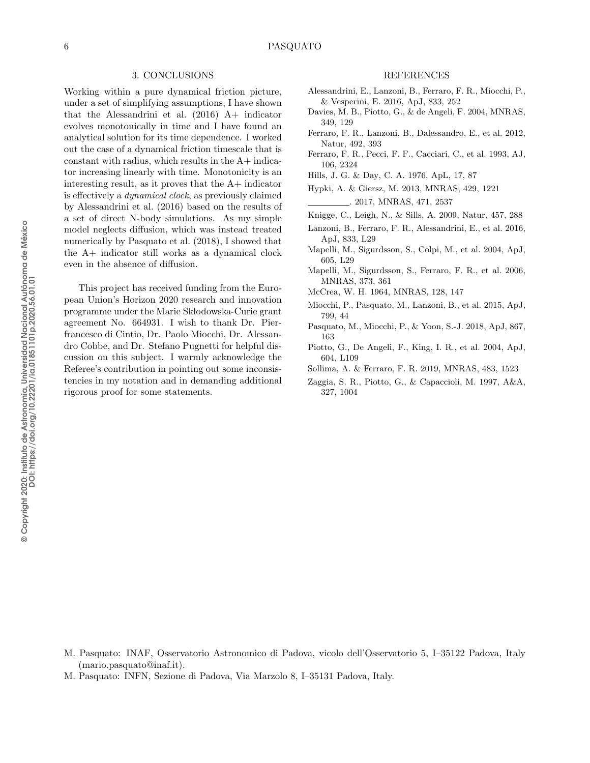## 3. CONCLUSIONS

Working within a pure dynamical friction picture, under a set of simplifying assumptions, I have shown that the Alessandrini et al. (2016) A+ indicator evolves monotonically in time and I have found an analytical solution for its time dependence. I worked out the case of a dynamical friction timescale that is constant with radius, which results in the A+ indicator increasing linearly with time. Monotonicity is an interesting result, as it proves that the A+ indicator is effectively a *dynamical clock*, as previously claimed by Alessandrini et al. (2016) based on the results of a set of direct N-body simulations. As my simple model neglects diffusion, which was instead treated numerically by Pasquato et al. (2018), I showed that the A+ indicator still works as a dynamical clock even in the absence of diffusion.

This project has received funding from the European Union's Horizon 2020 research and innovation programme under the Marie Skłodowska-Curie grant agreement No. 664931. I wish to thank Dr. Pierfrancesco di Cintio, Dr. Paolo Miocchi, Dr. Alessandro Cobbe, and Dr. Stefano Pugnetti for helpful discussion on this subject. I warmly acknowledge the Referee's contribution in pointing out some inconsistencies in my notation and in demanding additional rigorous proof for some statements.

## REFERENCES

Alessandrini, E., Lanzoni, B., Ferraro, F. R., Miocchi, P., & Vesperini, E. 2016, ApJ, 833, 252

Davies, M. B., Piotto, G., & de Angeli, F. 2004, MNRAS, 349, 129

Ferraro, F. R., Lanzoni, B., Dalessandro, E., et al. 2012, Natur, 492, 393

Ferraro, F. R., Pecci, F. F., Cacciari, C., et al. 1993, AJ, 106, 2324

Hills, J. G. & Day, C. A. 1976, ApL, 17, 87

Hypki, A. & Giersz, M. 2013, MNRAS, 429, 1221

\_\_\_\_\_\_\_\_\_. 2017, MNRAS, 471, 2537

Knigge, C., Leigh, N., & Sills, A. 2009, Natur, 457, 288

Lanzoni, B., Ferraro, F. R., Alessandrini, E., et al. 2016, ApJ, 833, L29

Mapelli, M., Sigurdsson, S., Colpi, M., et al. 2004, ApJ, 605, L29

Mapelli, M., Sigurdsson, S., Ferraro, F. R., et al. 2006, MNRAS, 373, 361

McCrea, W. H. 1964, MNRAS, 128, 147

Miocchi, P., Pasquato, M., Lanzoni, B., et al. 2015, ApJ, 799, 44

Pasquato, M., Miocchi, P., & Yoon, S.-J. 2018, ApJ, 867, 163

Piotto, G., De Angeli, F., King, I. R., et al. 2004, ApJ, 604, L109

Sollima, A. & Ferraro, F. R. 2019, MNRAS, 483, 1523

Zaggia, S. R., Piotto, G., & Capaccioli, M. 1997, A&A, 327, 1004

M. Pasquato: INAF, Osservatorio Astronomico di Padova, vicolo dell'Osservatorio 5, I–35122 Padova, Italy (mario.pasquato@inaf.it).

M. Pasquato: INFN, Sezione di Padova, Via Marzolo 8, I–35131 Padova, Italy.